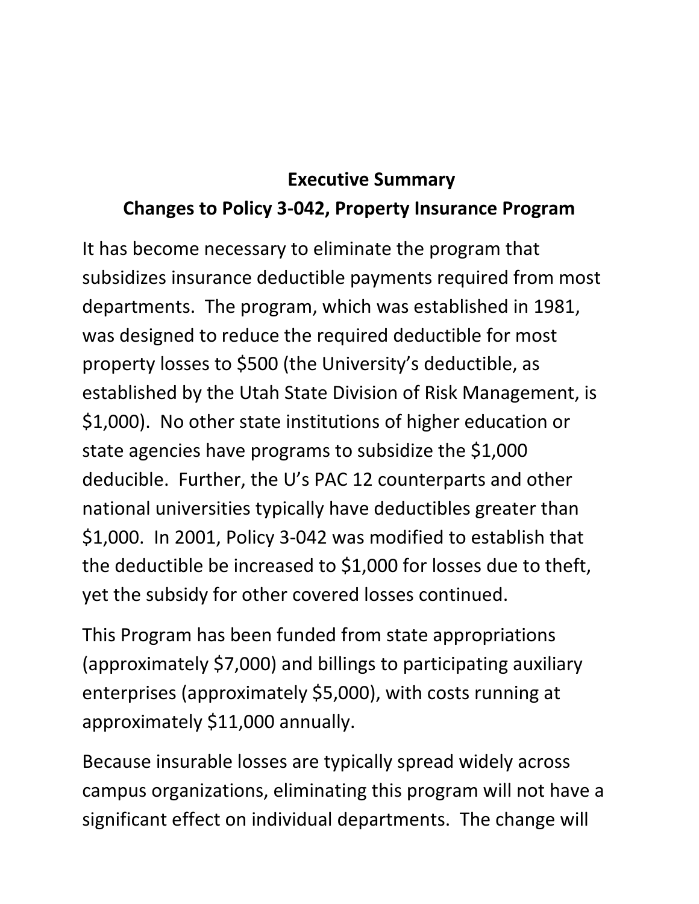# Executive Summary
## Changes to Policy 3-042, Property Insurance Program

It has become necessary to eliminate the program that subsidizes insurance deductible payments required from most departments. The program, which was established in 1981, was designed to reduce the required deductible for most property losses to $500 (the University's deductible, as established by the Utah State Division of Risk Management, is $1,000). No other state institutions of higher education or state agencies have programs to subsidize the $1,000 deducible. Further, the U's PAC 12 counterparts and other national universities typically have deductibles greater than $1,000. In 2001, Policy 3-042 was modified to establish that the deductible be increased to $1,000 for losses due to theft, yet the subsidy for other covered losses continued.

This Program has been funded from state appropriations (approximately $7,000) and billings to participating auxiliary enterprises (approximately $5,000), with costs running at approximately $11,000 annually.

Because insurable losses are typically spread widely across campus organizations, eliminating this program will not have a significant effect on individual departments. The change will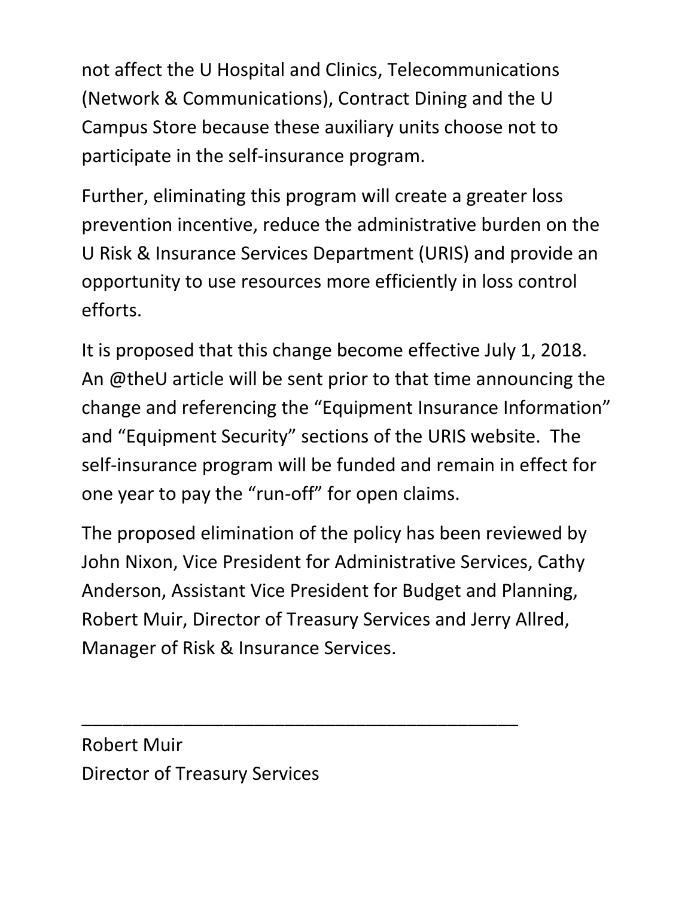not affect the U Hospital and Clinics, Telecommunications (Network & Communications), Contract Dining and the U Campus Store because these auxiliary units choose not to participate in the self-insurance program.

Further, eliminating this program will create a greater loss prevention incentive, reduce the administrative burden on the U Risk & Insurance Services Department (URIS) and provide an opportunity to use resources more efficiently in loss control efforts.

It is proposed that this change become effective July 1, 2018. An @theU article will be sent prior to that time announcing the change and referencing the "Equipment Insurance Information" and "Equipment Security" sections of the URIS website. The self-insurance program will be funded and remain in effect for one year to pay the "run-off" for open claims.

The proposed elimination of the policy has been reviewed by John Nixon, Vice President for Administrative Services, Cathy Anderson, Assistant Vice President for Budget and Planning, Robert Muir, Director of Treasury Services and Jerry Allred, Manager of Risk & Insurance Services.

\_\_\_\_\_\_\_\_\_\_\_\_\_\_\_\_\_\_\_\_\_\_\_\_\_\_\_\_\_\_\_\_\_\_\_\_\_\_\_\_\_

Robert Muir
Director of Treasury Services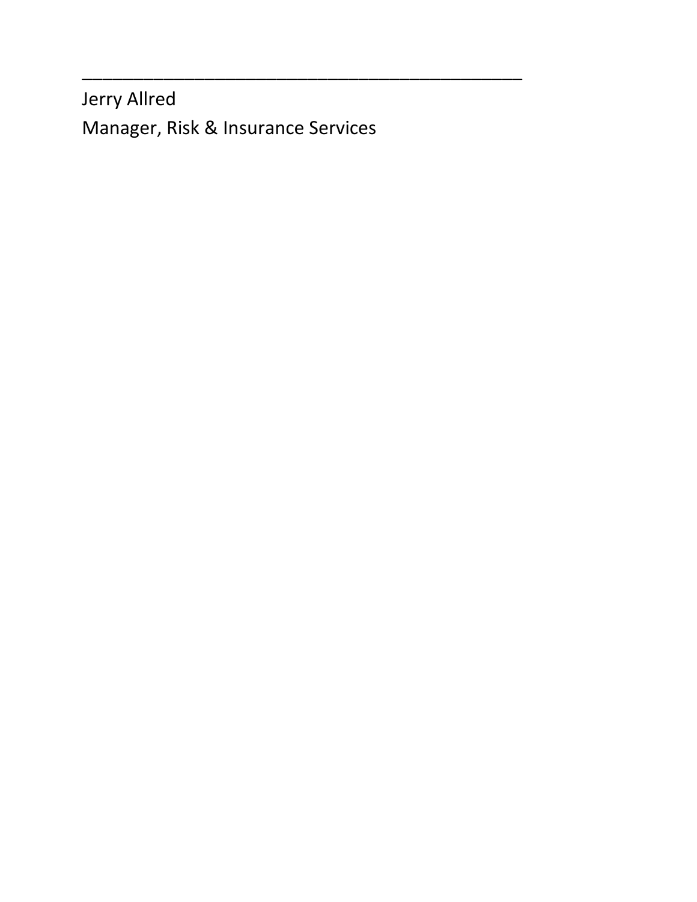\_\_\_\_\_\_\_\_\_\_\_\_\_\_\_\_\_\_\_\_\_\_\_\_\_\_\_\_\_\_\_\_\_\_\_\_\_\_\_\_\_\_\_\_\_

Jerry Allred

Manager, Risk & Insurance Services